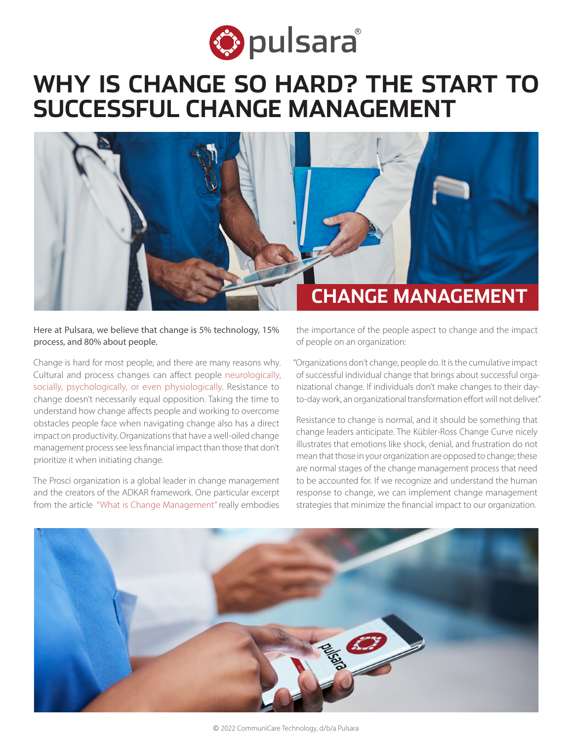# WHY IS CHANGE SO HARD? THE START TO SUCCESSFUL CHANGE MANAGEMENT

CHANGE MANAGEMENT

Here at Pulsara, we believe that change is 5% technology, 15% process, and 80% about people.

Change is hard for most people, and there are many reasons why. Cultural and process changes can affect people neurologically, socially, psychologically, or even physiologically. Resistance to change doesn't necessarily equal opposition. Taking the time to understand how change affects people and working to overcome obstacles people face when navigating change also has a direct impact on productivity. Organizations that have a well-oiled change management process see less financial impact than those that don't prioritize it when initiating change.

The Prosci organization is a global leader in change management and the creators of the ADKAR framework. One particular excerpt from the article "What is Change Management" really embodies the importance of the people aspect to change and the impact of people on an organization:

"Organizations don't change, people do. It is the cumulative impact of successful individual change that brings about successful organizational change. If individuals don't make changes to their day-to-day work, an organizational transformation effort will not deliver."

Resistance to change is normal, and it should be something that change leaders anticipate. The Kübler-Ross Change Curve nicely illustrates that emotions like shock, denial, and frustration do not mean that those in your organization are opposed to change; these are normal stages of the change management process that need to be accounted for. If we recognize and understand the human response to change, we can implement change management strategies that minimize the financial impact to our organization.

© 2022 CommuniCare Technology, d/b/a Pulsara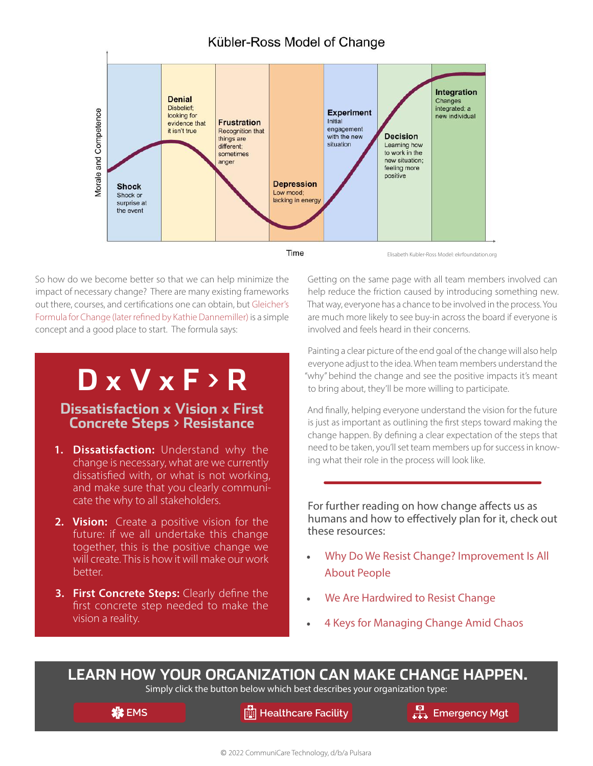## Kübler-Ross Model of Change

Morale and Competence

Time

**Shock**
Shock or surprise at the event

**Denial**
Disbelief; looking for evidence that it isn't true

**Frustration**
Recognition that things are different; sometimes anger

**Depression**
Low mood; lacking in energy

**Experiment**
Initial engagement with the new situation

**Decision**
Learning how to work in the new situation; feeling more positive

**Integration**
Changes integrated; a new individual

Elisabeth Kubler-Ross Model: ekrfoundation.org

So how do we become better so that we can help minimize the impact of necessary change? There are many existing frameworks out there, courses, and certifications one can obtain, but Gleicher's Formula for Change (later refined by Kathie Dannemiller) is a simple concept and a good place to start. The formula says:

# D x V x F › R

## Dissatisfaction x Vision x First Concrete Steps › Resistance

1. **Dissatisfaction:** Understand why the change is necessary, what are we currently dissatisfied with, or what is not working, and make sure that you clearly communicate the why to all stakeholders.
2. **Vision:** Create a positive vision for the future: if we all undertake this change together, this is the positive change we will create. This is how it will make our work better.
3. **First Concrete Steps:** Clearly define the first concrete step needed to make the vision a reality.

Getting on the same page with all team members involved can help reduce the friction caused by introducing something new. That way, everyone has a chance to be involved in the process. You are much more likely to see buy-in across the board if everyone is involved and feels heard in their concerns.

Painting a clear picture of the end goal of the change will also help everyone adjust to the idea. When team members understand the "why" behind the change and see the positive impacts it's meant to bring about, they'll be more willing to participate.

And finally, helping everyone understand the vision for the future is just as important as outlining the first steps toward making the change happen. By defining a clear expectation of the steps that need to be taken, you'll set team members up for success in knowing what their role in the process will look like.

For further reading on how change affects us as humans and how to effectively plan for it, check out these resources:

- Why Do We Resist Change? Improvement Is All About People
- We Are Hardwired to Resist Change
- 4 Keys for Managing Change Amid Chaos

## LEARN HOW YOUR ORGANIZATION CAN MAKE CHANGE HAPPEN.

Simply click the button below which best describes your organization type:

EMS | Healthcare Facility | Emergency Mgt

© 2022 CommuniCare Technology, d/b/a Pulsara